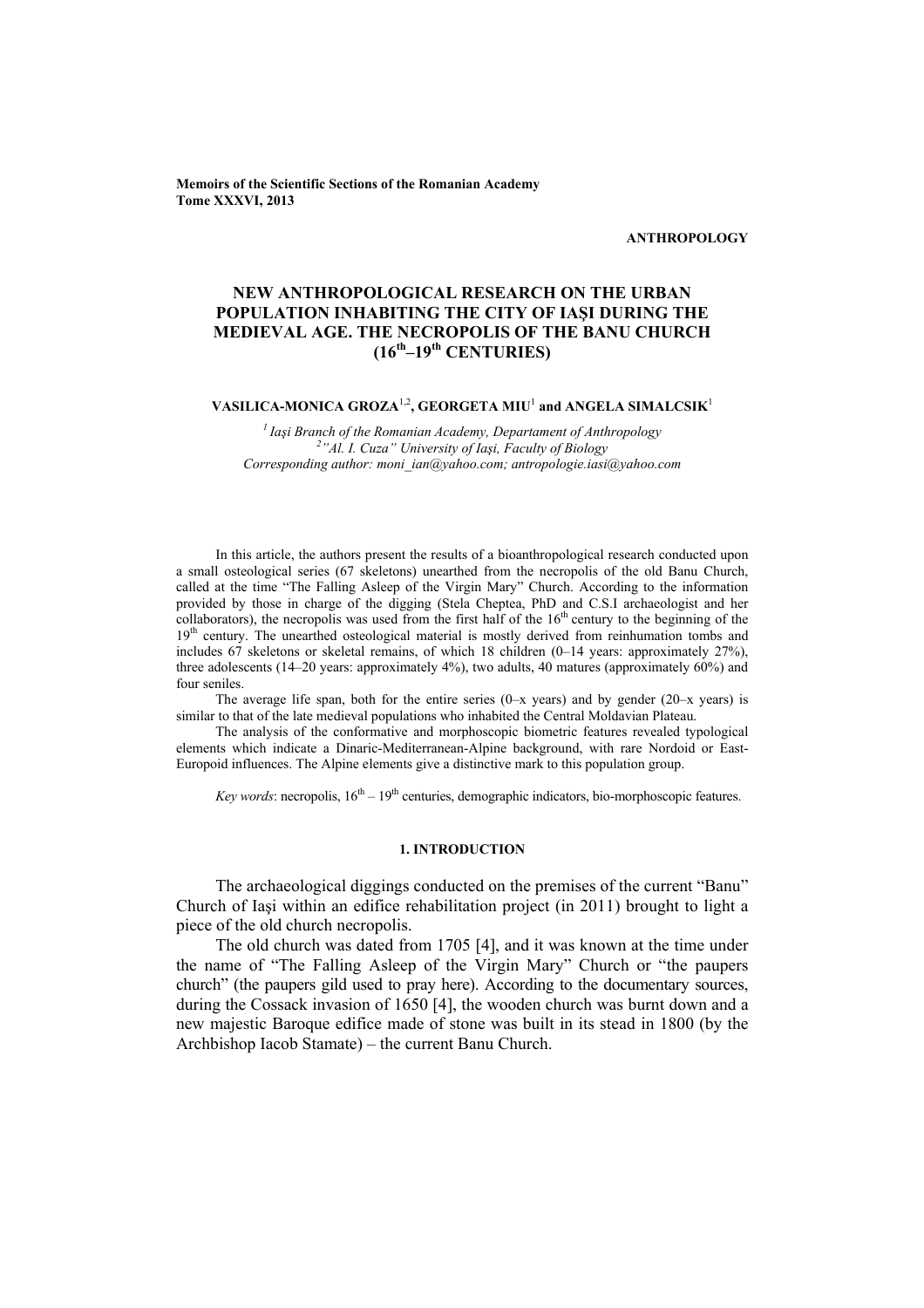**Memoirs of the Scientific Sections of the Romanian Academy**
**Tome XXXVI, 2013**

**ANTHROPOLOGY**

# NEW ANTHROPOLOGICAL RESEARCH ON THE URBAN POPULATION INHABITING THE CITY OF IAŞI DURING THE MEDIEVAL AGE. THE NECROPOLIS OF THE BANU CHURCH ($16^{th}$–$19^{th}$ CENTURIES)

**VASILICA-MONICA GROZA[1,2], GEORGETA MIU[1] and ANGELA SIMALCSIK[1]**

*[1] Iaşi Branch of the Romanian Academy, Departament of Anthropology*
*[2] "Al. I. Cuza" University of Iaşi, Faculty of Biology*
*Corresponding author: moni_ian@yahoo.com; antropologie.iasi@yahoo.com*

In this article, the authors present the results of a bioanthropological research conducted upon a small osteological series (67 skeletons) unearthed from the necropolis of the old Banu Church, called at the time "The Falling Asleep of the Virgin Mary" Church. According to the information provided by those in charge of the digging (Stela Cheptea, PhD and C.S.I archaeologist and her collaborators), the necropolis was used from the first half of the $16^{th}$ century to the beginning of the $19^{th}$ century. The unearthed osteological material is mostly derived from reinhumation tombs and includes 67 skeletons or skeletal remains, of which 18 children (0–14 years: approximately 27%), three adolescents (14–20 years: approximately 4%), two adults, 40 matures (approximately 60%) and four seniles.

The average life span, both for the entire series (0–x years) and by gender (20–x years) is similar to that of the late medieval populations who inhabited the Central Moldavian Plateau.

The analysis of the conformative and morphoscopic biometric features revealed typological elements which indicate a Dinaric-Mediterranean-Alpine background, with rare Nordoid or East-Europoid influences. The Alpine elements give a distinctive mark to this population group.

*Key words*: necropolis, $16^{th}$ – $19^{th}$ centuries, demographic indicators, bio-morphoscopic features.

## 1. INTRODUCTION

The archaeological diggings conducted on the premises of the current "Banu" Church of Iaşi within an edifice rehabilitation project (in 2011) brought to light a piece of the old church necropolis.

The old church was dated from 1705 [4], and it was known at the time under the name of "The Falling Asleep of the Virgin Mary" Church or "the paupers church" (the paupers gild used to pray here). According to the documentary sources, during the Cossack invasion of 1650 [4], the wooden church was burnt down and a new majestic Baroque edifice made of stone was built in its stead in 1800 (by the Archbishop Iacob Stamate) – the current Banu Church.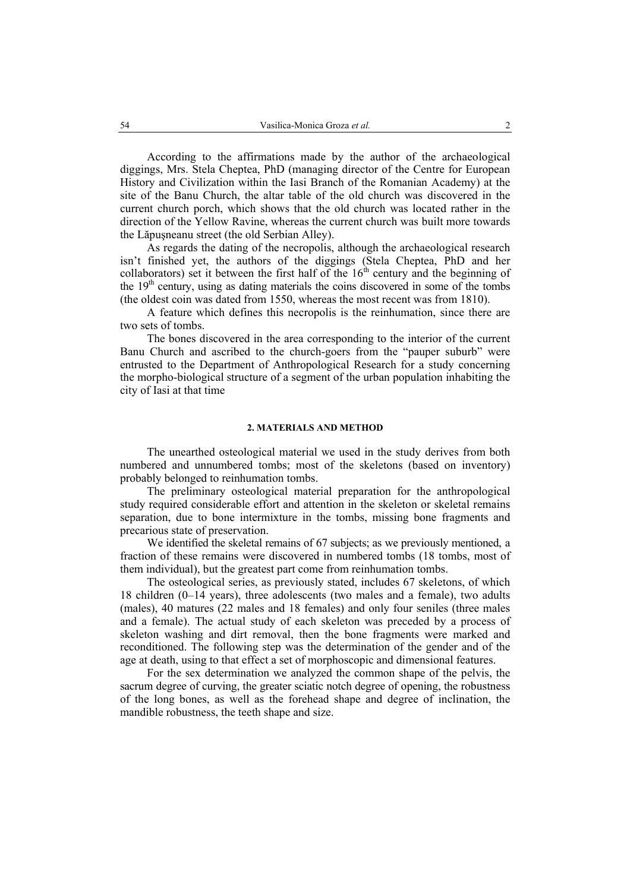According to the affirmations made by the author of the archaeological diggings, Mrs. Stela Cheptea, PhD (managing director of the Centre for European History and Civilization within the Iasi Branch of the Romanian Academy) at the site of the Banu Church, the altar table of the old church was discovered in the current church porch, which shows that the old church was located rather in the direction of the Yellow Ravine, whereas the current church was built more towards the Lăpuşneanu street (the old Serbian Alley).

As regards the dating of the necropolis, although the archaeological research isn't finished yet, the authors of the diggings (Stela Cheptea, PhD and her collaborators) set it between the first half of the 16th century and the beginning of the 19th century, using as dating materials the coins discovered in some of the tombs (the oldest coin was dated from 1550, whereas the most recent was from 1810).

A feature which defines this necropolis is the reinhumation, since there are two sets of tombs.

The bones discovered in the area corresponding to the interior of the current Banu Church and ascribed to the church-goers from the "pauper suburb" were entrusted to the Department of Anthropological Research for a study concerning the morpho-biological structure of a segment of the urban population inhabiting the city of Iasi at that time

## 2. MATERIALS AND METHOD

The unearthed osteological material we used in the study derives from both numbered and unnumbered tombs; most of the skeletons (based on inventory) probably belonged to reinhumation tombs.

The preliminary osteological material preparation for the anthropological study required considerable effort and attention in the skeleton or skeletal remains separation, due to bone intermixture in the tombs, missing bone fragments and precarious state of preservation.

We identified the skeletal remains of 67 subjects; as we previously mentioned, a fraction of these remains were discovered in numbered tombs (18 tombs, most of them individual), but the greatest part come from reinhumation tombs.

The osteological series, as previously stated, includes 67 skeletons, of which 18 children (0–14 years), three adolescents (two males and a female), two adults (males), 40 matures (22 males and 18 females) and only four seniles (three males and a female). The actual study of each skeleton was preceded by a process of skeleton washing and dirt removal, then the bone fragments were marked and reconditioned. The following step was the determination of the gender and of the age at death, using to that effect a set of morphoscopic and dimensional features.

For the sex determination we analyzed the common shape of the pelvis, the sacrum degree of curving, the greater sciatic notch degree of opening, the robustness of the long bones, as well as the forehead shape and degree of inclination, the mandible robustness, the teeth shape and size.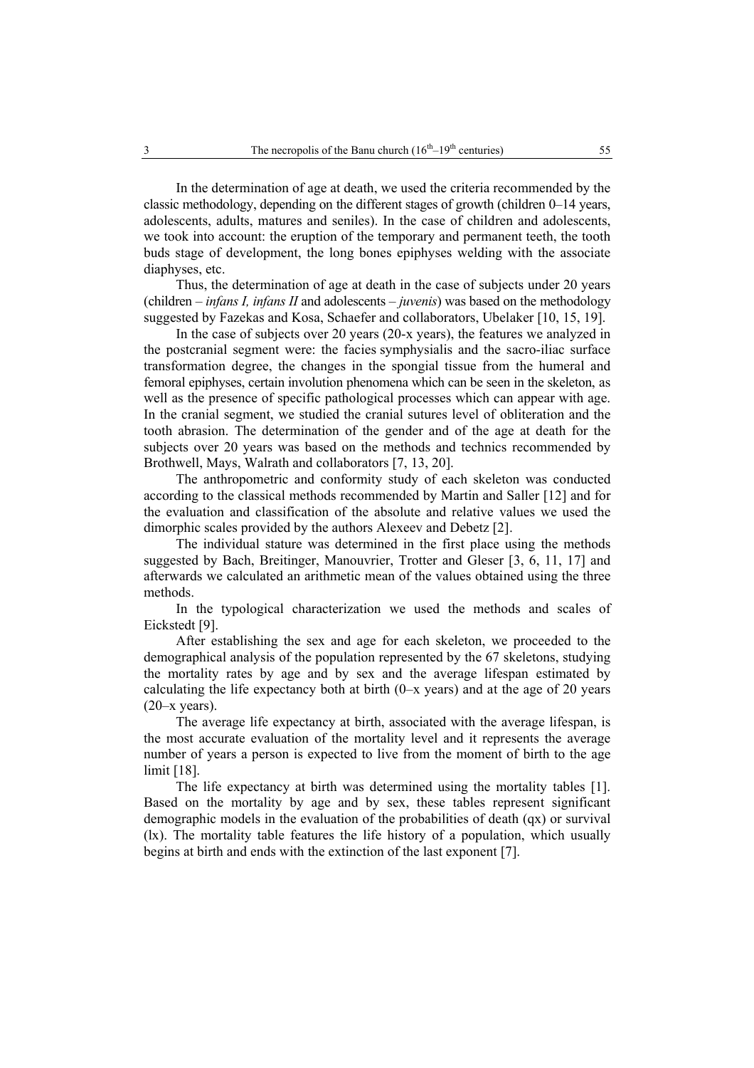In the determination of age at death, we used the criteria recommended by the classic methodology, depending on the different stages of growth (children 0–14 years, adolescents, adults, matures and seniles). In the case of children and adolescents, we took into account: the eruption of the temporary and permanent teeth, the tooth buds stage of development, the long bones epiphyses welding with the associate diaphyses, etc.

Thus, the determination of age at death in the case of subjects under 20 years (children – *infans I, infans II* and adolescents – *juvenis*) was based on the methodology suggested by Fazekas and Kosa, Schaefer and collaborators, Ubelaker [10, 15, 19].

In the case of subjects over 20 years (20-x years), the features we analyzed in the postcranial segment were: the facies symphysialis and the sacro-iliac surface transformation degree, the changes in the spongial tissue from the humeral and femoral epiphyses, certain involution phenomena which can be seen in the skeleton, as well as the presence of specific pathological processes which can appear with age. In the cranial segment, we studied the cranial sutures level of obliteration and the tooth abrasion. The determination of the gender and of the age at death for the subjects over 20 years was based on the methods and technics recommended by Brothwell, Mays, Walrath and collaborators [7, 13, 20].

The anthropometric and conformity study of each skeleton was conducted according to the classical methods recommended by Martin and Saller [12] and for the evaluation and classification of the absolute and relative values we used the dimorphic scales provided by the authors Alexeev and Debetz [2].

The individual stature was determined in the first place using the methods suggested by Bach, Breitinger, Manouvrier, Trotter and Gleser [3, 6, 11, 17] and afterwards we calculated an arithmetic mean of the values obtained using the three methods.

In the typological characterization we used the methods and scales of Eickstedt [9].

After establishing the sex and age for each skeleton, we proceeded to the demographical analysis of the population represented by the 67 skeletons, studying the mortality rates by age and by sex and the average lifespan estimated by calculating the life expectancy both at birth (0–x years) and at the age of 20 years (20–x years).

The average life expectancy at birth, associated with the average lifespan, is the most accurate evaluation of the mortality level and it represents the average number of years a person is expected to live from the moment of birth to the age limit [18].

The life expectancy at birth was determined using the mortality tables [1]. Based on the mortality by age and by sex, these tables represent significant demographic models in the evaluation of the probabilities of death (qx) or survival (lx). The mortality table features the life history of a population, which usually begins at birth and ends with the extinction of the last exponent [7].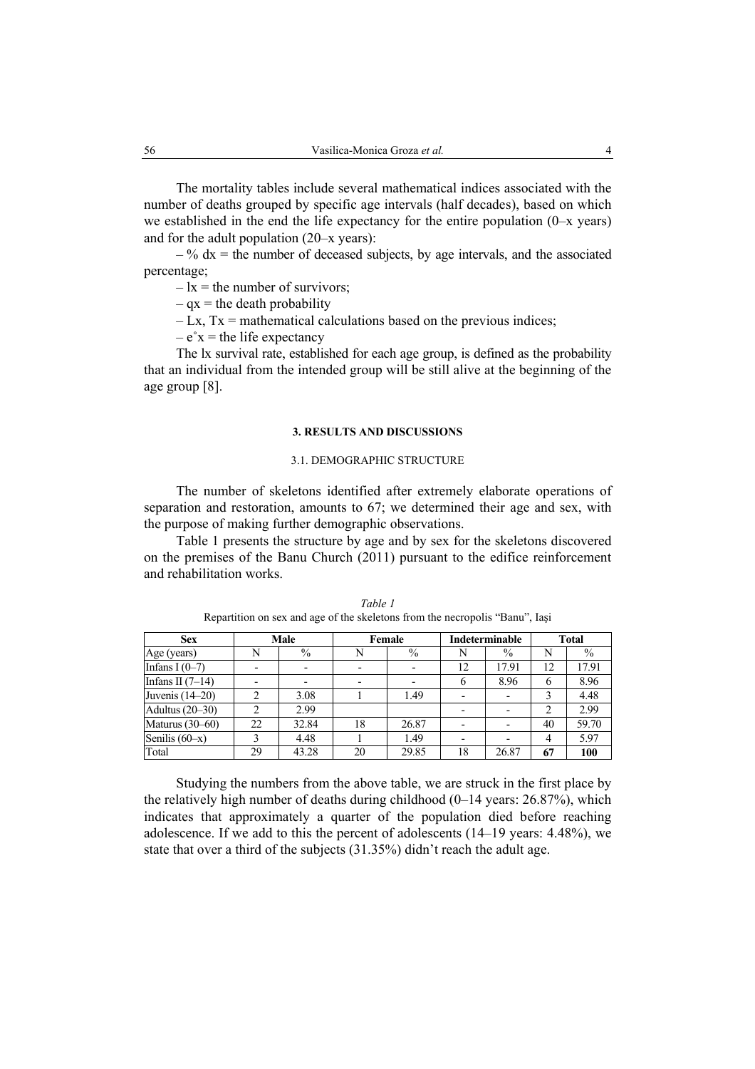The mortality tables include several mathematical indices associated with the number of deaths grouped by specific age intervals (half decades), based on which we established in the end the life expectancy for the entire population (0–x years) and for the adult population (20–x years):

– % dx = the number of deceased subjects, by age intervals, and the associated percentage;

– lx = the number of survivors;

– qx = the death probability

– Lx, Tx = mathematical calculations based on the previous indices;

– e˚x = the life expectancy

The lx survival rate, established for each age group, is defined as the probability that an individual from the intended group will be still alive at the beginning of the age group [8].

## 3. RESULTS AND DISCUSSIONS

### 3.1. DEMOGRAPHIC STRUCTURE

The number of skeletons identified after extremely elaborate operations of separation and restoration, amounts to 67; we determined their age and sex, with the purpose of making further demographic observations.

Table 1 presents the structure by age and by sex for the skeletons discovered on the premises of the Banu Church (2011) pursuant to the edifice reinforcement and rehabilitation works.

*Table 1*

Repartition on sex and age of the skeletons from the necropolis "Banu", Iaşi

| **Sex** | **Male** | | **Female** | | **Indeterminable** | | **Total** | |
|---|---|---|---|---|---|---|---|---|
| Age (years) | N | % | N | % | N | % | N | % |
| Infans I (0–7) | - | - | - | - | 12 | 17.91 | 12 | 17.91 |
| Infans II (7–14) | - | - | - | - | 6 | 8.96 | 6 | 8.96 |
| Juvenis (14–20) | 2 | 3.08 | 1 | 1.49 | - | - | 3 | 4.48 |
| Adultus (20–30) | 2 | 2.99 | | | - | - | 2 | 2.99 |
| Maturus (30–60) | 22 | 32.84 | 18 | 26.87 | - | - | 40 | 59.70 |
| Senilis (60–x) | 3 | 4.48 | 1 | 1.49 | - | - | 4 | 5.97 |
| Total | 29 | 43.28 | 20 | 29.85 | 18 | 26.87 | **67** | **100** |

Studying the numbers from the above table, we are struck in the first place by the relatively high number of deaths during childhood (0–14 years: 26.87%), which indicates that approximately a quarter of the population died before reaching adolescence. If we add to this the percent of adolescents (14–19 years: 4.48%), we state that over a third of the subjects (31.35%) didn't reach the adult age.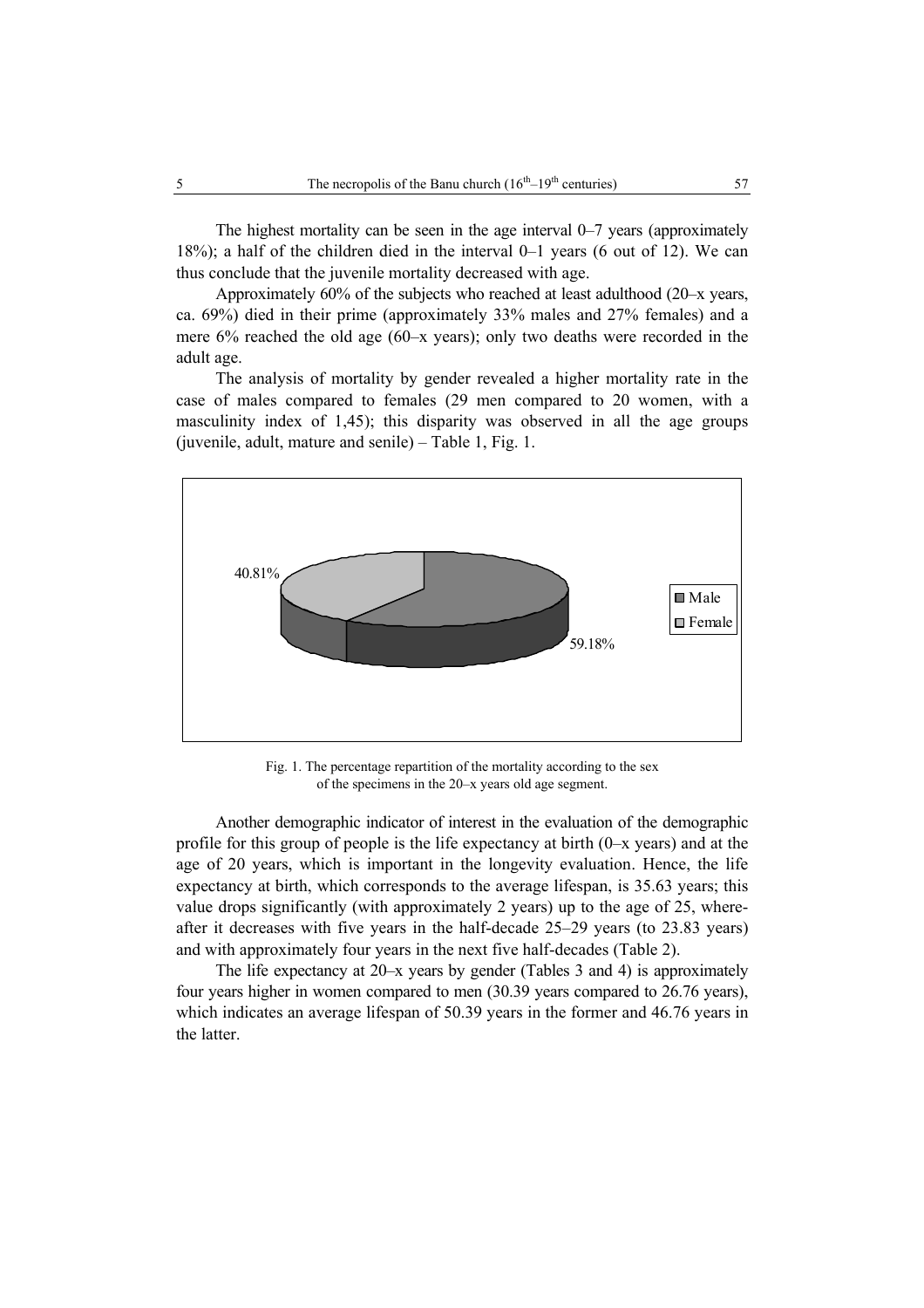The highest mortality can be seen in the age interval 0–7 years (approximately 18%); a half of the children died in the interval 0–1 years (6 out of 12). We can thus conclude that the juvenile mortality decreased with age.

Approximately 60% of the subjects who reached at least adulthood (20–x years, ca. 69%) died in their prime (approximately 33% males and 27% females) and a mere 6% reached the old age (60–x years); only two deaths were recorded in the adult age.

The analysis of mortality by gender revealed a higher mortality rate in the case of males compared to females (29 men compared to 20 women, with a masculinity index of 1,45); this disparity was observed in all the age groups (juvenile, adult, mature and senile) – Table 1, Fig. 1.

Fig. 1. The percentage repartition of the mortality according to the sex of the specimens in the 20–x years old age segment.

Another demographic indicator of interest in the evaluation of the demographic profile for this group of people is the life expectancy at birth (0–x years) and at the age of 20 years, which is important in the longevity evaluation. Hence, the life expectancy at birth, which corresponds to the average lifespan, is 35.63 years; this value drops significantly (with approximately 2 years) up to the age of 25, whereafter it decreases with five years in the half-decade 25–29 years (to 23.83 years) and with approximately four years in the next five half-decades (Table 2).

The life expectancy at 20–x years by gender (Tables 3 and 4) is approximately four years higher in women compared to men (30.39 years compared to 26.76 years), which indicates an average lifespan of 50.39 years in the former and 46.76 years in the latter.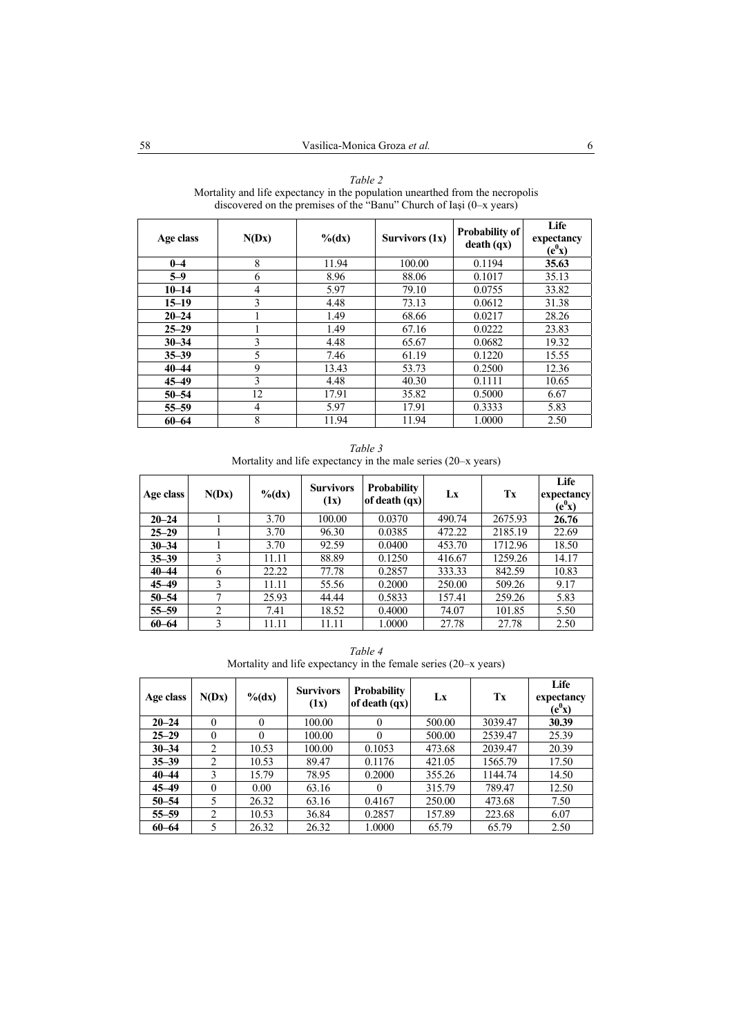*Table 2*
Mortality and life expectancy in the population unearthed from the necropolis discovered on the premises of the "Banu" Church of Iași (0–x years)

| Age class | N(Dx) | %(dx) | Survivors (1x) | Probability of death (qx) | Life expectancy ($e^0x$) |
|---|---|---|---|---|---|
| **0–4** | 8 | 11.94 | 100.00 | 0.1194 | **35.63** |
| **5–9** | 6 | 8.96 | 88.06 | 0.1017 | 35.13 |
| **10–14** | 4 | 5.97 | 79.10 | 0.0755 | 33.82 |
| **15–19** | 3 | 4.48 | 73.13 | 0.0612 | 31.38 |
| **20–24** | 1 | 1.49 | 68.66 | 0.0217 | 28.26 |
| **25–29** | 1 | 1.49 | 67.16 | 0.0222 | 23.83 |
| **30–34** | 3 | 4.48 | 65.67 | 0.0682 | 19.32 |
| **35–39** | 5 | 7.46 | 61.19 | 0.1220 | 15.55 |
| **40–44** | 9 | 13.43 | 53.73 | 0.2500 | 12.36 |
| **45–49** | 3 | 4.48 | 40.30 | 0.1111 | 10.65 |
| **50–54** | 12 | 17.91 | 35.82 | 0.5000 | 6.67 |
| **55–59** | 4 | 5.97 | 17.91 | 0.3333 | 5.83 |
| **60–64** | 8 | 11.94 | 11.94 | 1.0000 | 2.50 |

*Table 3*
Mortality and life expectancy in the male series (20–x years)

| Age class | N(Dx) | %(dx) | Survivors (1x) | Probability of death (qx) | Lx | Tx | Life expectancy ($e^0x$) |
|---|---|---|---|---|---|---|---|
| **20–24** | 1 | 3.70 | 100.00 | 0.0370 | 490.74 | 2675.93 | **26.76** |
| **25–29** | 1 | 3.70 | 96.30 | 0.0385 | 472.22 | 2185.19 | 22.69 |
| **30–34** | 1 | 3.70 | 92.59 | 0.0400 | 453.70 | 1712.96 | 18.50 |
| **35–39** | 3 | 11.11 | 88.89 | 0.1250 | 416.67 | 1259.26 | 14.17 |
| **40–44** | 6 | 22.22 | 77.78 | 0.2857 | 333.33 | 842.59 | 10.83 |
| **45–49** | 3 | 11.11 | 55.56 | 0.2000 | 250.00 | 509.26 | 9.17 |
| **50–54** | 7 | 25.93 | 44.44 | 0.5833 | 157.41 | 259.26 | 5.83 |
| **55–59** | 2 | 7.41 | 18.52 | 0.4000 | 74.07 | 101.85 | 5.50 |
| **60–64** | 3 | 11.11 | 11.11 | 1.0000 | 27.78 | 27.78 | 2.50 |

*Table 4*
Mortality and life expectancy in the female series (20–x years)

| Age class | N(Dx) | %(dx) | Survivors (1x) | Probability of death (qx) | Lx | Tx | Life expectancy ($e^0x$) |
|---|---|---|---|---|---|---|---|
| **20–24** | 0 | 0 | 100.00 | 0 | 500.00 | 3039.47 | **30.39** |
| **25–29** | 0 | 0 | 100.00 | 0 | 500.00 | 2539.47 | 25.39 |
| **30–34** | 2 | 10.53 | 100.00 | 0.1053 | 473.68 | 2039.47 | 20.39 |
| **35–39** | 2 | 10.53 | 89.47 | 0.1176 | 421.05 | 1565.79 | 17.50 |
| **40–44** | 3 | 15.79 | 78.95 | 0.2000 | 355.26 | 1144.74 | 14.50 |
| **45–49** | 0 | 0.00 | 63.16 | 0 | 315.79 | 789.47 | 12.50 |
| **50–54** | 5 | 26.32 | 63.16 | 0.4167 | 250.00 | 473.68 | 7.50 |
| **55–59** | 2 | 10.53 | 36.84 | 0.2857 | 157.89 | 223.68 | 6.07 |
| **60–64** | 5 | 26.32 | 26.32 | 1.0000 | 65.79 | 65.79 | 2.50 |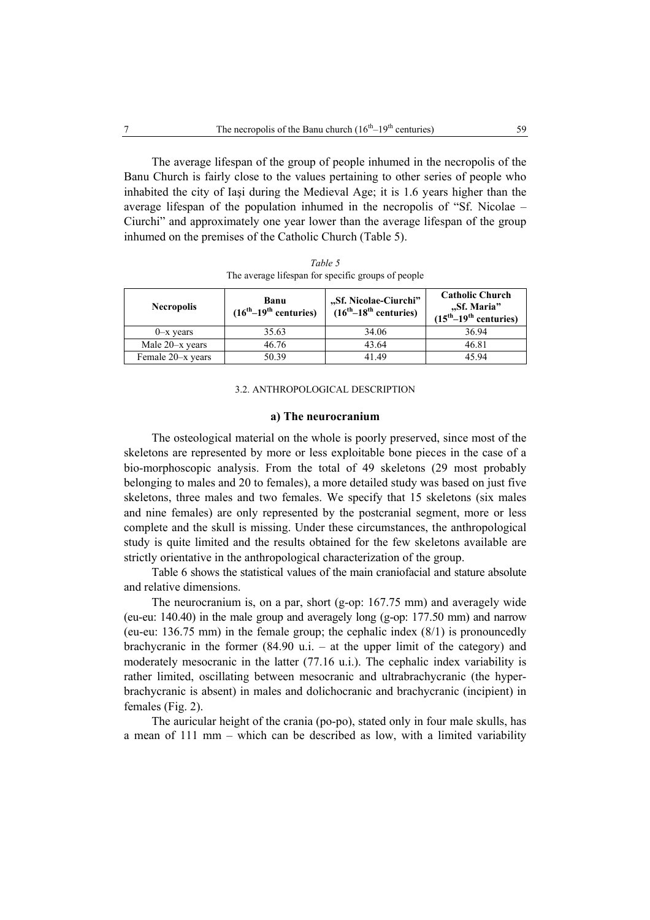The average lifespan of the group of people inhumed in the necropolis of the Banu Church is fairly close to the values pertaining to other series of people who inhabited the city of Iaşi during the Medieval Age; it is 1.6 years higher than the average lifespan of the population inhumed in the necropolis of "Sf. Nicolae – Ciurchi" and approximately one year lower than the average lifespan of the group inhumed on the premises of the Catholic Church (Table 5).

*Table 5*

The average lifespan for specific groups of people

| **Necropolis** | **Banu ($16^{th}$–$19^{th}$ centuries)** | **„Sf. Nicolae-Ciurchi" ($16^{th}$–$18^{th}$ centuries)** | **Catholic Church „Sf. Maria" ($15^{th}$–$19^{th}$ centuries)** |
|---|---|---|---|
| 0–x years | 35.63 | 34.06 | 36.94 |
| Male 20–x years | 46.76 | 43.64 | 46.81 |
| Female 20–x years | 50.39 | 41.49 | 45.94 |

### 3.2. ANTHROPOLOGICAL DESCRIPTION

#### a) The neurocranium

The osteological material on the whole is poorly preserved, since most of the skeletons are represented by more or less exploitable bone pieces in the case of a bio-morphoscopic analysis. From the total of 49 skeletons (29 most probably belonging to males and 20 to females), a more detailed study was based on just five skeletons, three males and two females. We specify that 15 skeletons (six males and nine females) are only represented by the postcranial segment, more or less complete and the skull is missing. Under these circumstances, the anthropological study is quite limited and the results obtained for the few skeletons available are strictly orientative in the anthropological characterization of the group.

Table 6 shows the statistical values of the main craniofacial and stature absolute and relative dimensions.

The neurocranium is, on a par, short (g-op: 167.75 mm) and averagely wide (eu-eu: 140.40) in the male group and averagely long (g-op: 177.50 mm) and narrow (eu-eu: 136.75 mm) in the female group; the cephalic index (8/1) is pronouncedly brachycranic in the former (84.90 u.i. – at the upper limit of the category) and moderately mesocranic in the latter (77.16 u.i.). The cephalic index variability is rather limited, oscillating between mesocranic and ultrabrachycranic (the hyper-brachycranic is absent) in males and dolichocranic and brachycranic (incipient) in females (Fig. 2).

The auricular height of the crania (po-po), stated only in four male skulls, has a mean of 111 mm – which can be described as low, with a limited variability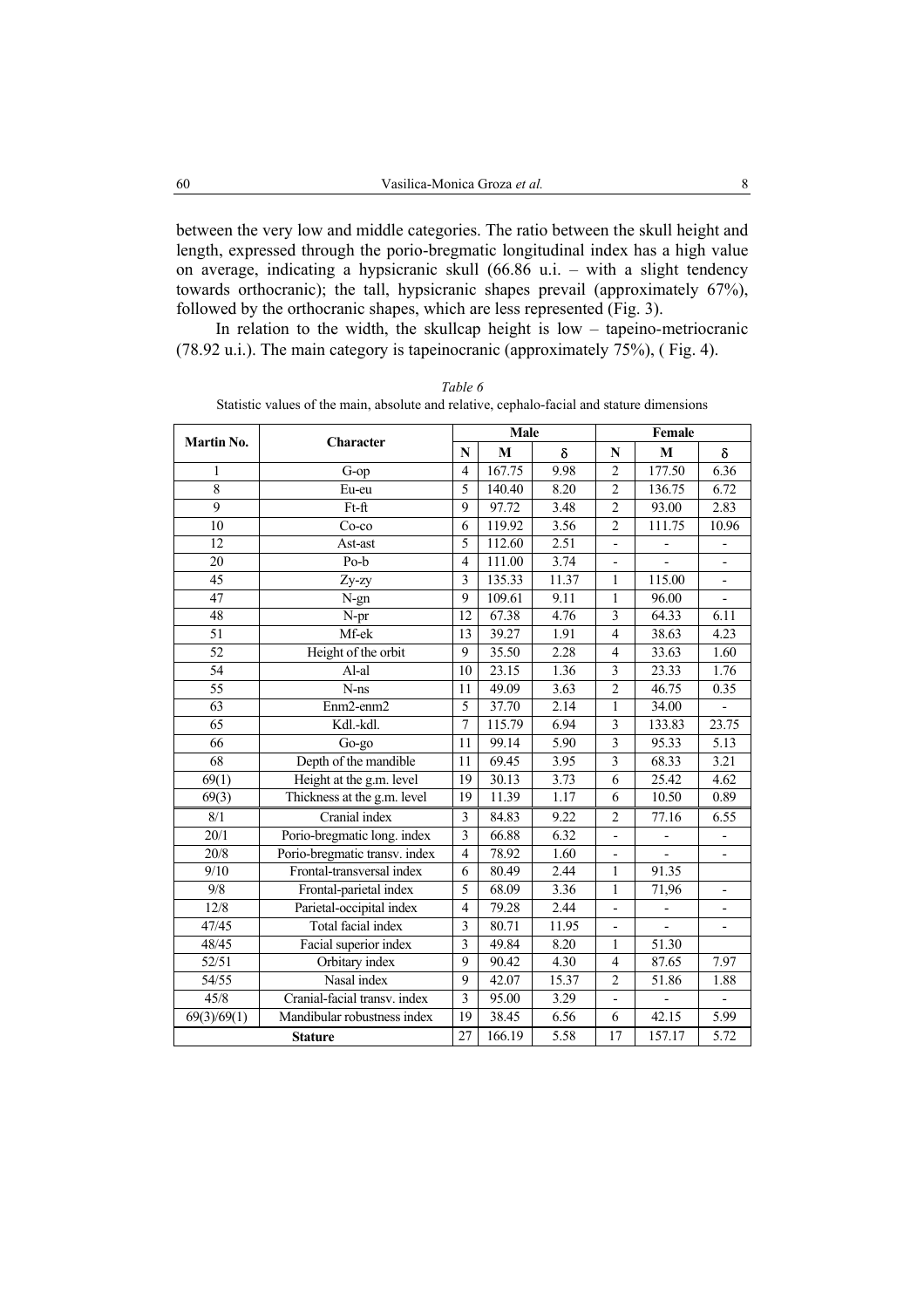between the very low and middle categories. The ratio between the skull height and length, expressed through the porio-bregmatic longitudinal index has a high value on average, indicating a hypsicranic skull (66.86 u.i. – with a slight tendency towards orthocranic); the tall, hypsicranic shapes prevail (approximately 67%), followed by the orthocranic shapes, which are less represented (Fig. 3).

In relation to the width, the skullcap height is low – tapeino-metriocranic (78.92 u.i.). The main category is tapeinocranic (approximately 75%), ( Fig. 4).

*Table 6*

Statistic values of the main, absolute and relative, cephalo-facial and stature dimensions

| Martin No. | Character | Male | | | Female | | |
|---|---|---|---|---|---|---|---|
| | | N | M | δ | N | M | δ |
| 1 | G-op | 4 | 167.75 | 9.98 | 2 | 177.50 | 6.36 |
| 8 | Eu-eu | 5 | 140.40 | 8.20 | 2 | 136.75 | 6.72 |
| 9 | Ft-ft | 9 | 97.72 | 3.48 | 2 | 93.00 | 2.83 |
| 10 | Co-co | 6 | 119.92 | 3.56 | 2 | 111.75 | 10.96 |
| 12 | Ast-ast | 5 | 112.60 | 2.51 | - | - | - |
| 20 | Po-b | 4 | 111.00 | 3.74 | - | - | - |
| 45 | Zy-zy | 3 | 135.33 | 11.37 | 1 | 115.00 | - |
| 47 | N-gn | 9 | 109.61 | 9.11 | 1 | 96.00 | - |
| 48 | N-pr | 12 | 67.38 | 4.76 | 3 | 64.33 | 6.11 |
| 51 | Mf-ek | 13 | 39.27 | 1.91 | 4 | 38.63 | 4.23 |
| 52 | Height of the orbit | 9 | 35.50 | 2.28 | 4 | 33.63 | 1.60 |
| 54 | Al-al | 10 | 23.15 | 1.36 | 3 | 23.33 | 1.76 |
| 55 | N-ns | 11 | 49.09 | 3.63 | 2 | 46.75 | 0.35 |
| 63 | Enm2-enm2 | 5 | 37.70 | 2.14 | 1 | 34.00 | - |
| 65 | Kdl.-kdl. | 7 | 115.79 | 6.94 | 3 | 133.83 | 23.75 |
| 66 | Go-go | 11 | 99.14 | 5.90 | 3 | 95.33 | 5.13 |
| 68 | Depth of the mandible | 11 | 69.45 | 3.95 | 3 | 68.33 | 3.21 |
| 69(1) | Height at the g.m. level | 19 | 30.13 | 3.73 | 6 | 25.42 | 4.62 |
| 69(3) | Thickness at the g.m. level | 19 | 11.39 | 1.17 | 6 | 10.50 | 0.89 |
| 8/1 | Cranial index | 3 | 84.83 | 9.22 | 2 | 77.16 | 6.55 |
| 20/1 | Porio-bregmatic long. index | 3 | 66.88 | 6.32 | - | - | - |
| 20/8 | Porio-bregmatic transv. index | 4 | 78.92 | 1.60 | - | - | - |
| 9/10 | Frontal-transversal index | 6 | 80.49 | 2.44 | 1 | 91.35 | |
| 9/8 | Frontal-parietal index | 5 | 68.09 | 3.36 | 1 | 71,96 | - |
| 12/8 | Parietal-occipital index | 4 | 79.28 | 2.44 | - | - | - |
| 47/45 | Total facial index | 3 | 80.71 | 11.95 | - | - | - |
| 48/45 | Facial superior index | 3 | 49.84 | 8.20 | 1 | 51.30 | |
| 52/51 | Orbitary index | 9 | 90.42 | 4.30 | 4 | 87.65 | 7.97 |
| 54/55 | Nasal index | 9 | 42.07 | 15.37 | 2 | 51.86 | 1.88 |
| 45/8 | Cranial-facial transv. index | 3 | 95.00 | 3.29 | - | - | - |
| 69(3)/69(1) | Mandibular robustness index | 19 | 38.45 | 6.56 | 6 | 42.15 | 5.99 |
| **Stature** | | 27 | 166.19 | 5.58 | 17 | 157.17 | 5.72 |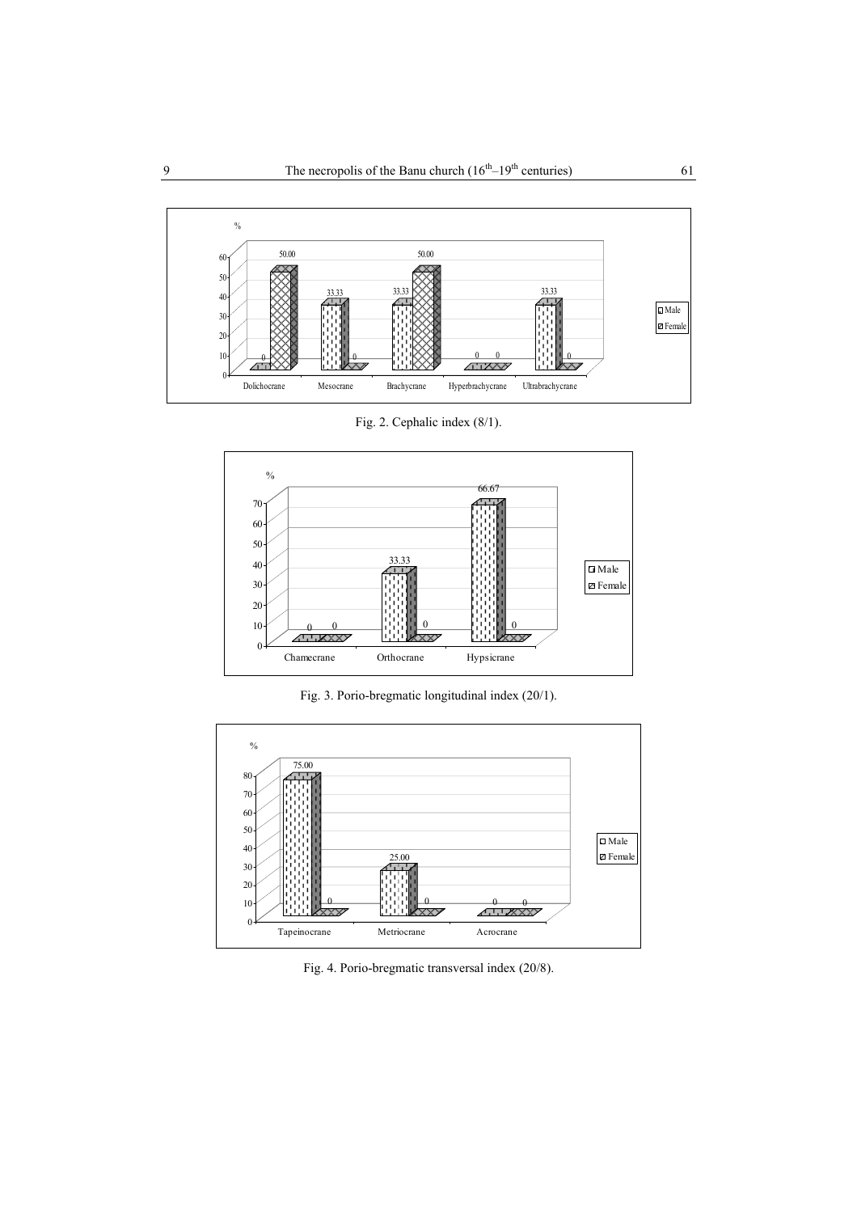Fig. 2. Cephalic index (8/1).

Fig. 3. Porio-bregmatic longitudinal index (20/1).

Fig. 4. Porio-bregmatic transversal index (20/8).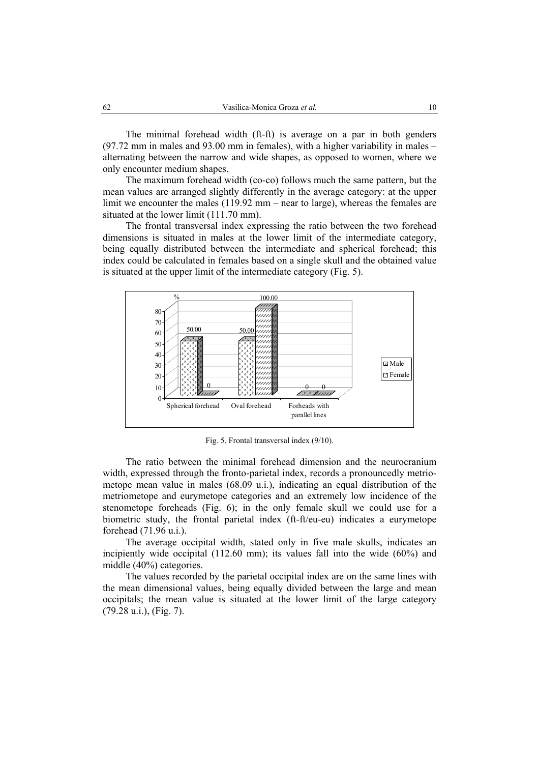The minimal forehead width (ft-ft) is average on a par in both genders (97.72 mm in males and 93.00 mm in females), with a higher variability in males – alternating between the narrow and wide shapes, as opposed to women, where we only encounter medium shapes.

The maximum forehead width (co-co) follows much the same pattern, but the mean values are arranged slightly differently in the average category: at the upper limit we encounter the males (119.92 mm – near to large), whereas the females are situated at the lower limit (111.70 mm).

The frontal transversal index expressing the ratio between the two forehead dimensions is situated in males at the lower limit of the intermediate category, being equally distributed between the intermediate and spherical forehead; this index could be calculated in females based on a single skull and the obtained value is situated at the upper limit of the intermediate category (Fig. 5).

| | Spherical forehead | Oval forehead | Forheads with parallel lines |
|---|---|---|---|
| Male (%) | 50.00 | 50.00 | 0 |
| Female (%) | 0 | 100.00 | 0 |

Fig. 5. Frontal transversal index (9/10).

The ratio between the minimal forehead dimension and the neurocranium width, expressed through the fronto-parietal index, records a pronouncedly metriometope mean value in males (68.09 u.i.), indicating an equal distribution of the metriometope and eurymetope categories and an extremely low incidence of the stenometope foreheads (Fig. 6); in the only female skull we could use for a biometric study, the frontal parietal index (ft-ft/eu-eu) indicates a eurymetope forehead (71.96 u.i.).

The average occipital width, stated only in five male skulls, indicates an incipiently wide occipital (112.60 mm); its values fall into the wide (60%) and middle (40%) categories.

The values recorded by the parietal occipital index are on the same lines with the mean dimensional values, being equally divided between the large and mean occipitals; the mean value is situated at the lower limit of the large category (79.28 u.i.), (Fig. 7).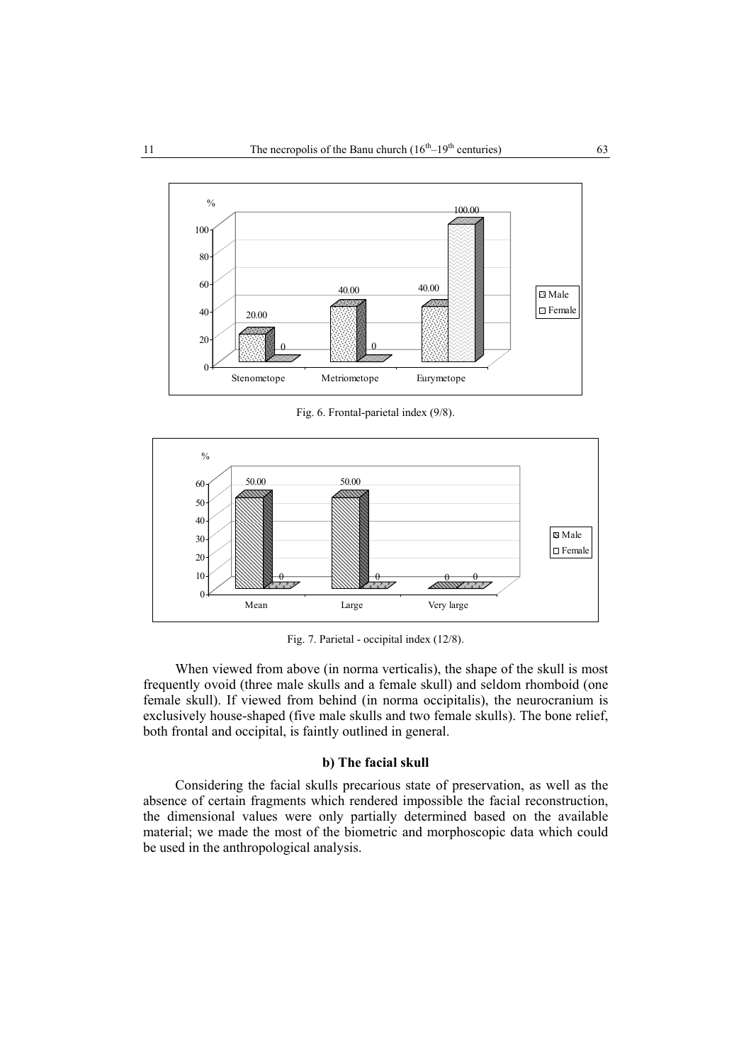Fig. 6. Frontal-parietal index (9/8).

Fig. 7. Parietal - occipital index (12/8).

When viewed from above (in norma verticalis), the shape of the skull is most frequently ovoid (three male skulls and a female skull) and seldom rhomboid (one female skull). If viewed from behind (in norma occipitalis), the neurocranium is exclusively house-shaped (five male skulls and two female skulls). The bone relief, both frontal and occipital, is faintly outlined in general.

### b) The facial skull

Considering the facial skulls precarious state of preservation, as well as the absence of certain fragments which rendered impossible the facial reconstruction, the dimensional values were only partially determined based on the available material; we made the most of the biometric and morphoscopic data which could be used in the anthropological analysis.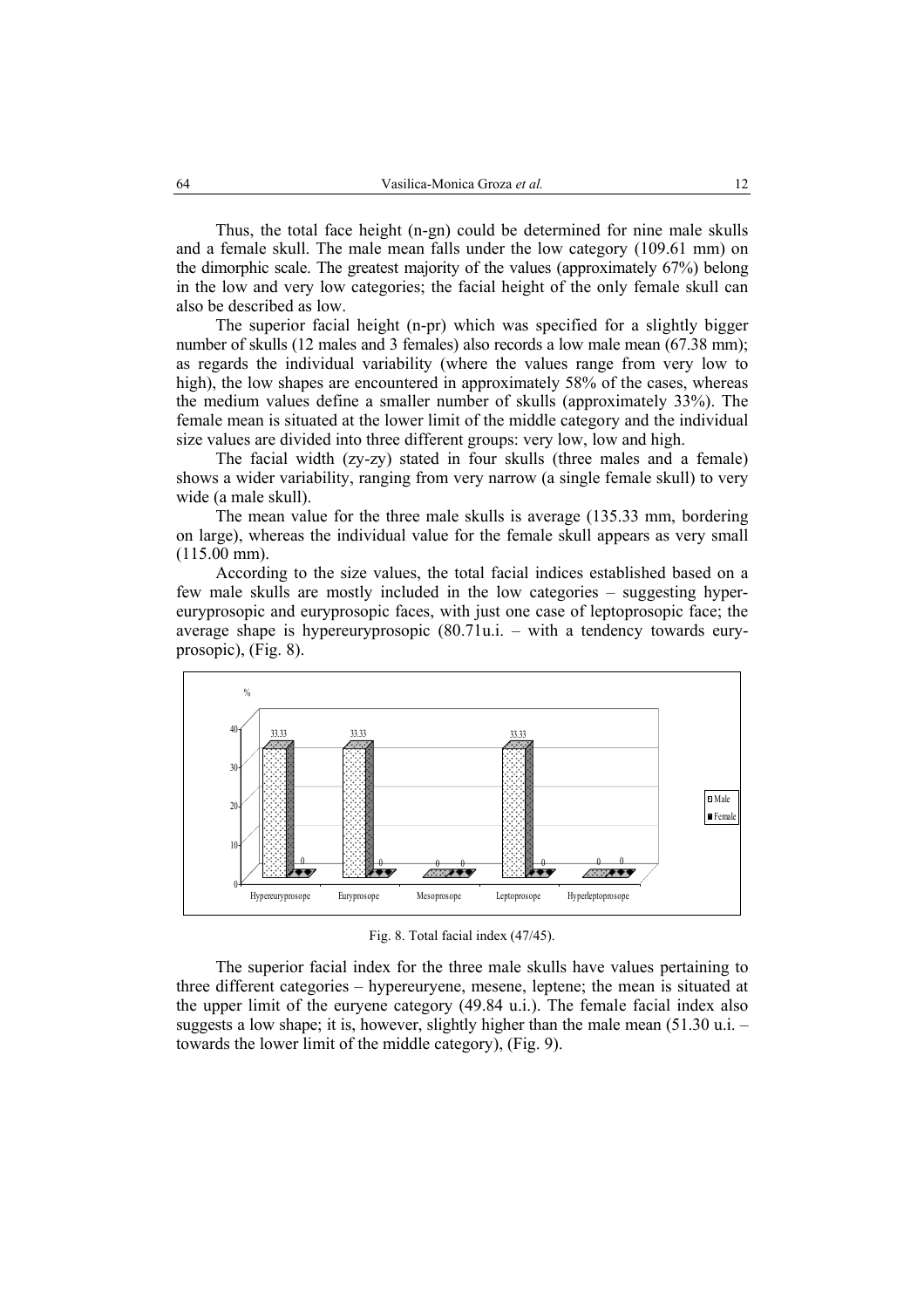Thus, the total face height (n-gn) could be determined for nine male skulls and a female skull. The male mean falls under the low category (109.61 mm) on the dimorphic scale. The greatest majority of the values (approximately 67%) belong in the low and very low categories; the facial height of the only female skull can also be described as low.

The superior facial height (n-pr) which was specified for a slightly bigger number of skulls (12 males and 3 females) also records a low male mean (67.38 mm); as regards the individual variability (where the values range from very low to high), the low shapes are encountered in approximately 58% of the cases, whereas the medium values define a smaller number of skulls (approximately 33%). The female mean is situated at the lower limit of the middle category and the individual size values are divided into three different groups: very low, low and high.

The facial width (zy-zy) stated in four skulls (three males and a female) shows a wider variability, ranging from very narrow (a single female skull) to very wide (a male skull).

The mean value for the three male skulls is average (135.33 mm, bordering on large), whereas the individual value for the female skull appears as very small (115.00 mm).

According to the size values, the total facial indices established based on a few male skulls are mostly included in the low categories – suggesting hypereuryprosopic and euryprosopic faces, with just one case of leptoprosopic face; the average shape is hypereuryprosopic (80.71u.i. – with a tendency towards euryprosopic), (Fig. 8).

Fig. 8. Total facial index (47/45).

The superior facial index for the three male skulls have values pertaining to three different categories – hypereuryene, mesene, leptene; the mean is situated at the upper limit of the euryene category (49.84 u.i.). The female facial index also suggests a low shape; it is, however, slightly higher than the male mean (51.30 u.i. – towards the lower limit of the middle category), (Fig. 9).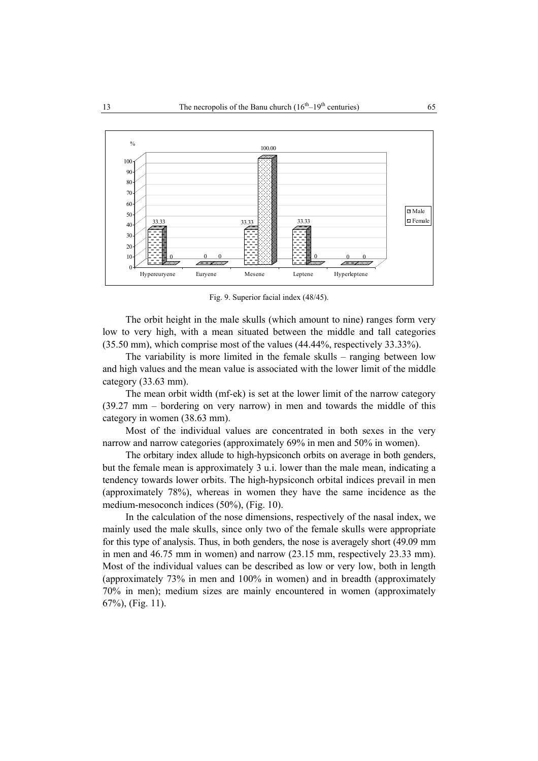Fig. 9. Superior facial index (48/45).

The orbit height in the male skulls (which amount to nine) ranges form very low to very high, with a mean situated between the middle and tall categories (35.50 mm), which comprise most of the values (44.44%, respectively 33.33%).

The variability is more limited in the female skulls – ranging between low and high values and the mean value is associated with the lower limit of the middle category (33.63 mm).

The mean orbit width (mf-ek) is set at the lower limit of the narrow category (39.27 mm – bordering on very narrow) in men and towards the middle of this category in women (38.63 mm).

Most of the individual values are concentrated in both sexes in the very narrow and narrow categories (approximately 69% in men and 50% in women).

The orbitary index allude to high-hypsiconch orbits on average in both genders, but the female mean is approximately 3 u.i. lower than the male mean, indicating a tendency towards lower orbits. The high-hypsiconch orbital indices prevail in men (approximately 78%), whereas in women they have the same incidence as the medium-mesoconch indices (50%), (Fig. 10).

In the calculation of the nose dimensions, respectively of the nasal index, we mainly used the male skulls, since only two of the female skulls were appropriate for this type of analysis. Thus, in both genders, the nose is averagely short (49.09 mm in men and 46.75 mm in women) and narrow (23.15 mm, respectively 23.33 mm). Most of the individual values can be described as low or very low, both in length (approximately 73% in men and 100% in women) and in breadth (approximately 70% in men); medium sizes are mainly encountered in women (approximately 67%), (Fig. 11).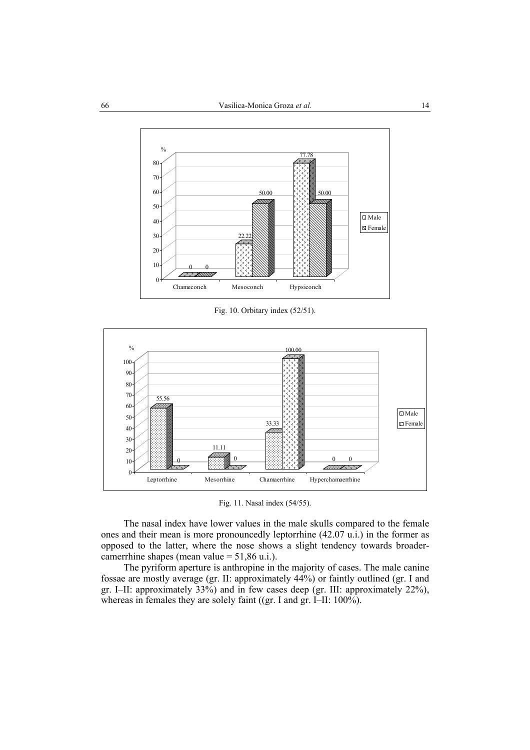Fig. 10. Orbitary index (52/51).

Fig. 11. Nasal index (54/55).

The nasal index have lower values in the male skulls compared to the female ones and their mean is more pronouncedly leptorrhine (42.07 u.i.) in the former as opposed to the latter, where the nose shows a slight tendency towards broader-camerrhine shapes (mean value = 51,86 u.i.).

The pyriform aperture is anthropine in the majority of cases. The male canine fossae are mostly average (gr. II: approximately 44%) or faintly outlined (gr. I and gr. I–II: approximately 33%) and in few cases deep (gr. III: approximately 22%), whereas in females they are solely faint ((gr. I and gr. I–II: 100%).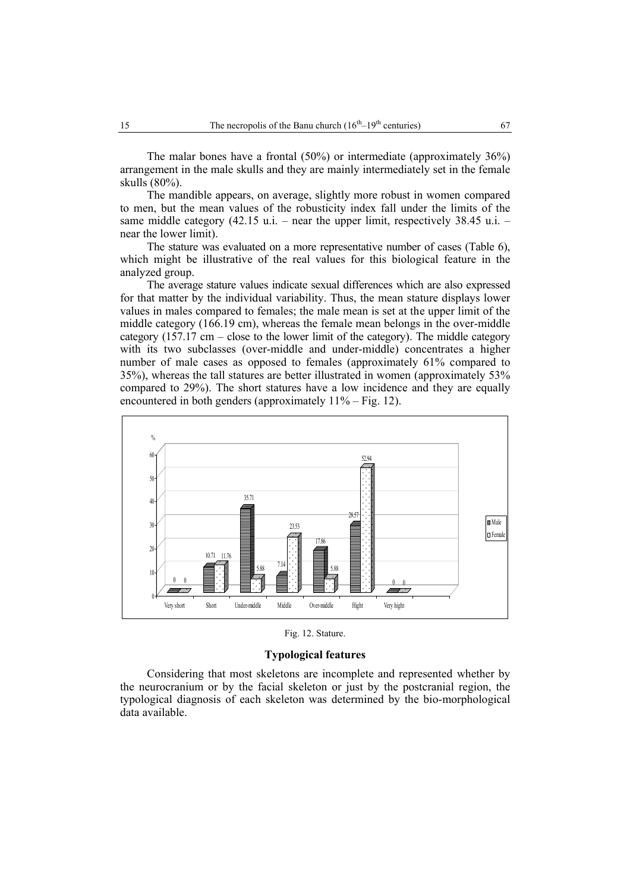The malar bones have a frontal (50%) or intermediate (approximately 36%) arrangement in the male skulls and they are mainly intermediately set in the female skulls (80%).

The mandible appears, on average, slightly more robust in women compared to men, but the mean values of the robusticity index fall under the limits of the same middle category (42.15 u.i. – near the upper limit, respectively 38.45 u.i. – near the lower limit).

The stature was evaluated on a more representative number of cases (Table 6), which might be illustrative of the real values for this biological feature in the analyzed group.

The average stature values indicate sexual differences which are also expressed for that matter by the individual variability. Thus, the mean stature displays lower values in males compared to females; the male mean is set at the upper limit of the middle category (166.19 cm), whereas the female mean belongs in the over-middle category (157.17 cm – close to the lower limit of the category). The middle category with its two subclasses (over-middle and under-middle) concentrates a higher number of male cases as opposed to females (approximately 61% compared to 35%), whereas the tall statures are better illustrated in women (approximately 53% compared to 29%). The short statures have a low incidence and they are equally encountered in both genders (approximately 11% – Fig. 12).

| % | Very short | Short | Under-middle | Middle | Over-middle | Hight | Very hight |
|---|---|---|---|---|---|---|---|
| Male | 0 | 10.71 | 35.71 | 7.14 | 17.86 | 28.57 | 0 |
| Female | 0 | 11.76 | 5.88 | 23.53 | 5.88 | 52.94 | 0 |

Fig. 12. Stature.

### Typological features

Considering that most skeletons are incomplete and represented whether by the neurocranium or by the facial skeleton or just by the postcranial region, the typological diagnosis of each skeleton was determined by the bio-morphological data available.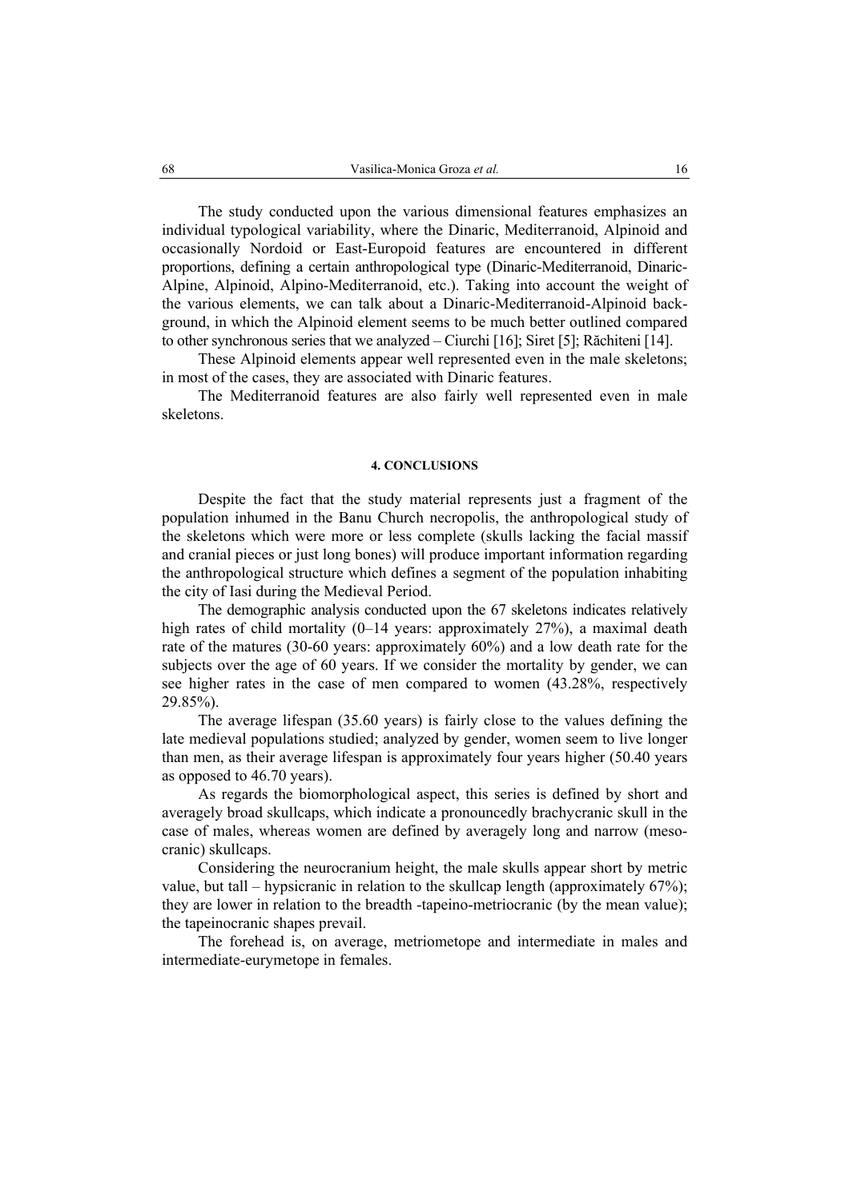The study conducted upon the various dimensional features emphasizes an individual typological variability, where the Dinaric, Mediterranoid, Alpinoid and occasionally Nordoid or East-Europoid features are encountered in different proportions, defining a certain anthropological type (Dinaric-Mediterranoid, Dinaric-Alpine, Alpinoid, Alpino-Mediterranoid, etc.). Taking into account the weight of the various elements, we can talk about a Dinaric-Mediterranoid-Alpinoid background, in which the Alpinoid element seems to be much better outlined compared to other synchronous series that we analyzed – Ciurchi [16]; Siret [5]; Răchiteni [14].

These Alpinoid elements appear well represented even in the male skeletons; in most of the cases, they are associated with Dinaric features.

The Mediterranoid features are also fairly well represented even in male skeletons.

## 4. CONCLUSIONS

Despite the fact that the study material represents just a fragment of the population inhumed in the Banu Church necropolis, the anthropological study of the skeletons which were more or less complete (skulls lacking the facial massif and cranial pieces or just long bones) will produce important information regarding the anthropological structure which defines a segment of the population inhabiting the city of Iasi during the Medieval Period.

The demographic analysis conducted upon the 67 skeletons indicates relatively high rates of child mortality (0–14 years: approximately 27%), a maximal death rate of the matures (30-60 years: approximately 60%) and a low death rate for the subjects over the age of 60 years. If we consider the mortality by gender, we can see higher rates in the case of men compared to women (43.28%, respectively 29.85%).

The average lifespan (35.60 years) is fairly close to the values defining the late medieval populations studied; analyzed by gender, women seem to live longer than men, as their average lifespan is approximately four years higher (50.40 years as opposed to 46.70 years).

As regards the biomorphological aspect, this series is defined by short and averagely broad skullcaps, which indicate a pronouncedly brachycranic skull in the case of males, whereas women are defined by averagely long and narrow (mesocranic) skullcaps.

Considering the neurocranium height, the male skulls appear short by metric value, but tall – hypsicranic in relation to the skullcap length (approximately 67%); they are lower in relation to the breadth -tapeino-metriocranic (by the mean value); the tapeinocranic shapes prevail.

The forehead is, on average, metriometope and intermediate in males and intermediate-eurymetope in females.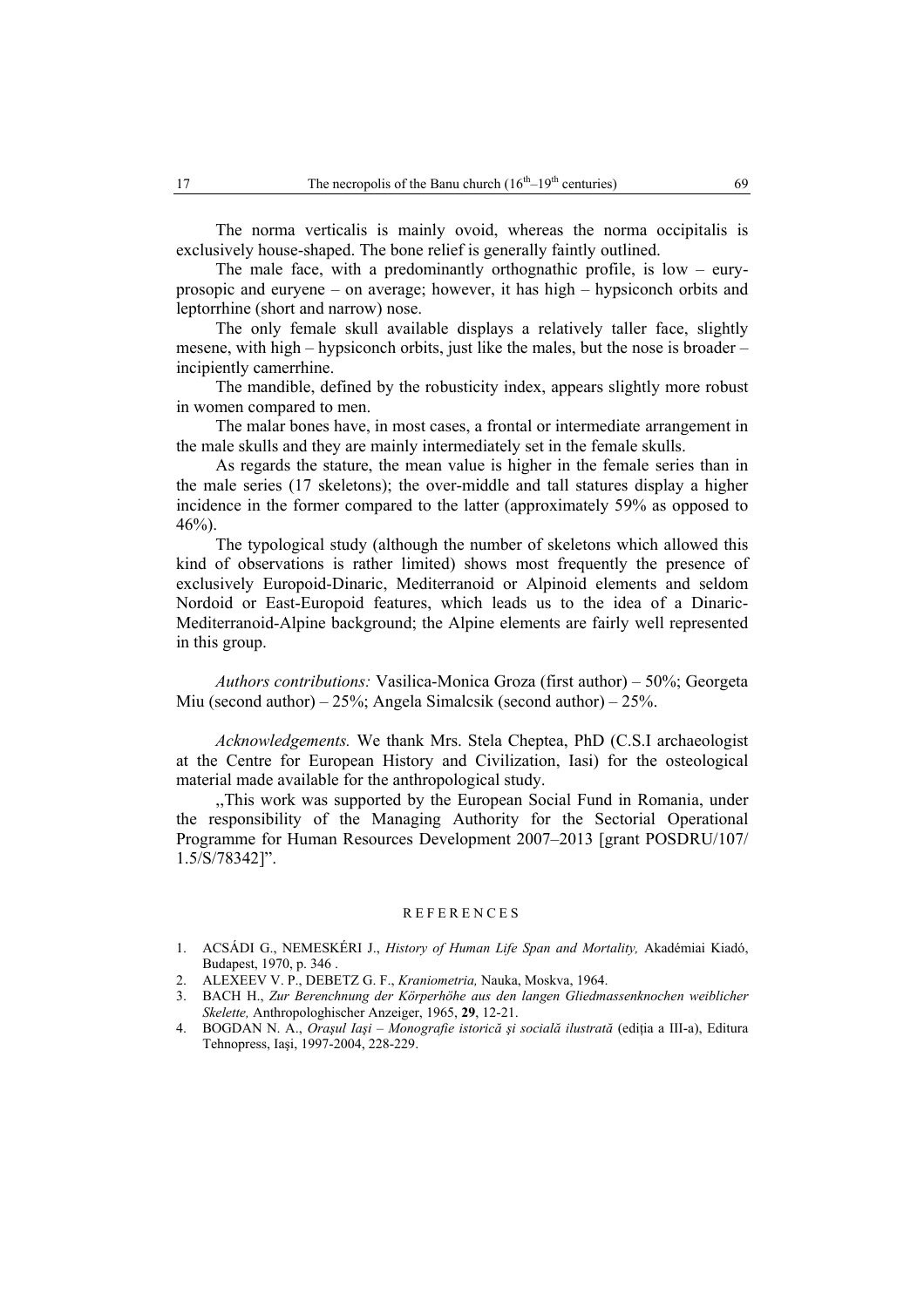The norma verticalis is mainly ovoid, whereas the norma occipitalis is exclusively house-shaped. The bone relief is generally faintly outlined.

The male face, with a predominantly orthognathic profile, is low – euryprosopic and euryene – on average; however, it has high – hypsiconch orbits and leptorrhine (short and narrow) nose.

The only female skull available displays a relatively taller face, slightly mesene, with high – hypsiconch orbits, just like the males, but the nose is broader – incipiently camerrhine.

The mandible, defined by the robusticity index, appears slightly more robust in women compared to men.

The malar bones have, in most cases, a frontal or intermediate arrangement in the male skulls and they are mainly intermediately set in the female skulls.

As regards the stature, the mean value is higher in the female series than in the male series (17 skeletons); the over-middle and tall statures display a higher incidence in the former compared to the latter (approximately 59% as opposed to 46%).

The typological study (although the number of skeletons which allowed this kind of observations is rather limited) shows most frequently the presence of exclusively Europoid-Dinaric, Mediterranoid or Alpinoid elements and seldom Nordoid or East-Europoid features, which leads us to the idea of a Dinaric-Mediterranoid-Alpine background; the Alpine elements are fairly well represented in this group.

*Authors contributions:* Vasilica-Monica Groza (first author) – 50%; Georgeta Miu (second author) – 25%; Angela Simalcsik (second author) – 25%.

*Acknowledgements.* We thank Mrs. Stela Cheptea, PhD (C.S.I archaeologist at the Centre for European History and Civilization, Iasi) for the osteological material made available for the anthropological study.

„This work was supported by the European Social Fund in Romania, under the responsibility of the Managing Authority for the Sectorial Operational Programme for Human Resources Development 2007–2013 [grant POSDRU/107/1.5/S/78342]".

## REFERENCES

1. ACSÁDI G., NEMESKÉRI J., *History of Human Life Span and Mortality,* Akadémiai Kiadó, Budapest, 1970, p. 346 .
2. ALEXEEV V. P., DEBETZ G. F., *Kraniometria,* Nauka, Moskva, 1964.
3. BACH H., *Zur Berenchnung der Körperhöhe aus den langen Gliedmassenknochen weiblicher Skelette,* Anthropologhischer Anzeiger, 1965, **29**, 12-21.
4. BOGDAN N. A., *Oraşul Iaşi – Monografie istorică şi socială ilustrată* (ediția a III-a), Editura Tehnopress, Iaşi, 1997-2004, 228-229.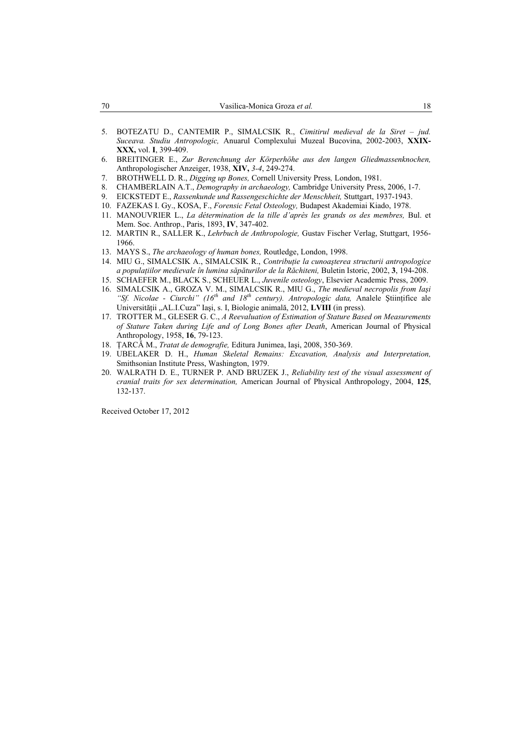5. BOTEZATU D., CANTEMIR P., SIMALCSIK R., *Cimitirul medieval de la Siret – jud. Suceava. Studiu Antropologic,* Anuarul Complexului Muzeal Bucovina, 2002-2003, **XXIX-XXX,** vol. **I**, 399-409.
6. BREITINGER E., *Zur Berenchnung der Körperhöhe aus den langen Gliedmassenknochen,* Anthropologischer Anzeiger, 1938, **XIV,** *3-4*, 249-274.
7. BROTHWELL D. R., *Digging up Bones,* Cornell University Press*,* London, 1981.
8. CHAMBERLAIN A.T., *Demography in archaeology,* Cambridge University Press, 2006, 1-7.
9. EICKSTEDT E., *Rassenkunde und Rassengeschichte der Menschheit,* Stuttgart, 1937-1943.
10. FAZEKAS I. Gy., KOSA, F., *Forensic Fetal Osteology,* Budapest Akademiai Kiado, 1978.
11. MANOUVRIER L., *La détermination de la tille d'après les grands os des membres,* Bul. et Mem. Soc. Anthrop., Paris, 1893, **IV**, 347-402.
12. MARTIN R., SALLER K., *Lehrbuch de Anthropologie,* Gustav Fischer Verlag, Stuttgart, 1956-1966.
13. MAYS S., *The archaeology of human bones,* Routledge, London, 1998.
14. MIU G., SIMALCSIK A., SIMALCSIK R., *Contribuție la cunoașterea structurii antropologice a populațiilor medievale în lumina săpăturilor de la Răchiteni,* Buletin Istoric, 2002, **3**, 194-208.
15. SCHAEFER M., BLACK S., SCHEUER L., *Juvenile osteology*, Elsevier Academic Press, 2009.
16. SIMALCSIK A., GROZA V. M., SIMALCSIK R., MIU G., *The medieval necropolis from Iași "Sf. Nicolae - Ciurchi" (16th and 18th century). Antropologic data,* Analele Științifice ale Universității „AL.I.Cuza" Iași, s. I, Biologie animală, 2012, **LVIII** (in press).
17. TROTTER M., GLESER G. C., *A Reevaluation of Estimation of Stature Based on Measurements of Stature Taken during Life and of Long Bones after Death*, American Journal of Physical Anthropology, 1958, **16**, 79-123.
18. ȚARCĂ M., *Tratat de demografie,* Editura Junimea, Iași, 2008, 350-369.
19. UBELAKER D. H., *Human Skeletal Remains: Excavation, Analysis and Interpretation,* Smithsonian Institute Press, Washington, 1979.
20. WALRATH D. E., TURNER P. AND BRUZEK J., *Reliability test of the visual assessment of cranial traits for sex determination,* American Journal of Physical Anthropology, 2004, **125**, 132-137.

Received October 17, 2012